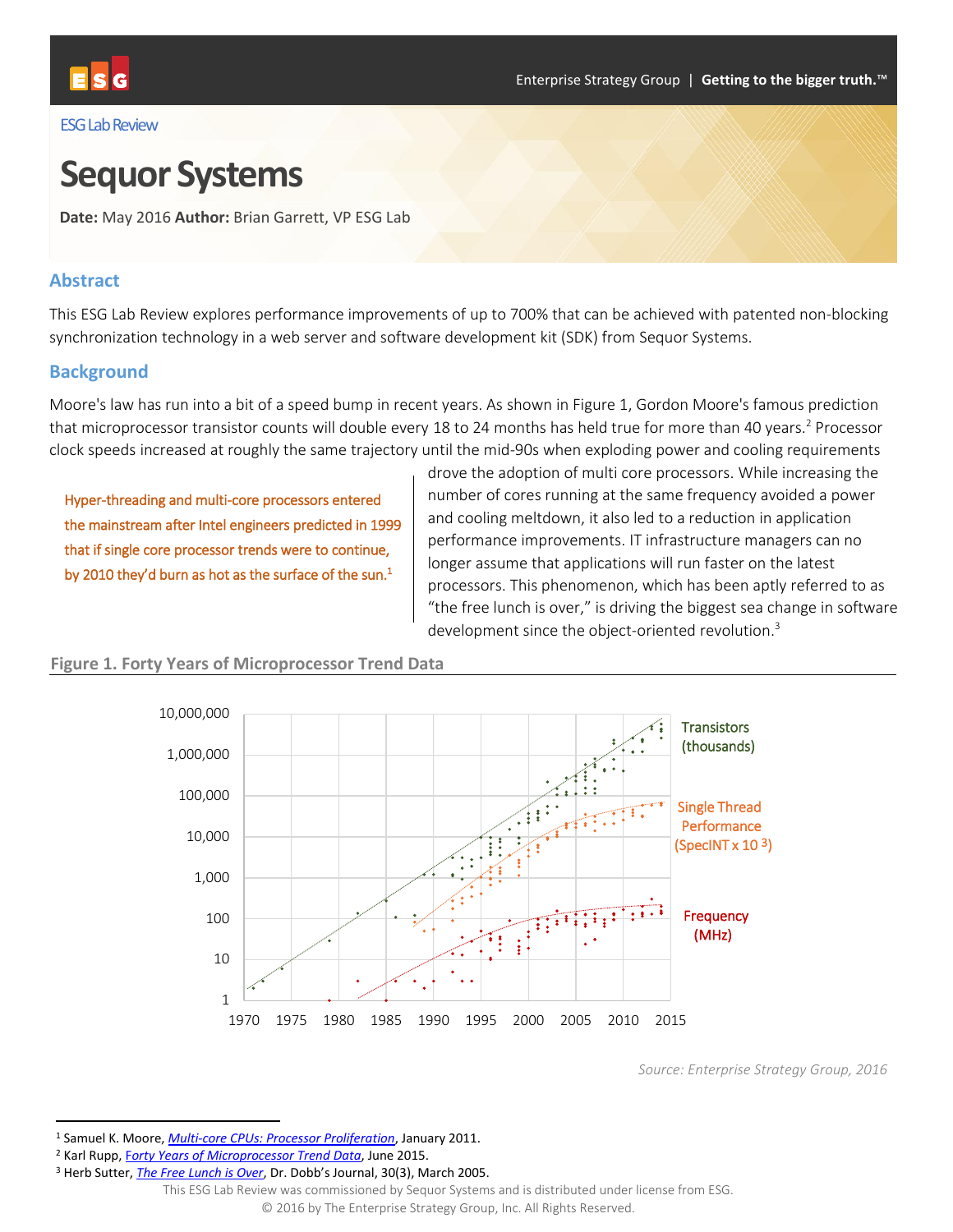ESG Lab Review

# Sequor Systems

**Date:** May 2016 **Author:** Brian Garrett, VP ESG Lab

## Abstract

This ESG Lab Review explores performance improvements of up to 700% that can be achieved with patented non-blocking synchronization technology in a web server and software development kit (SDK) from Sequor Systems.

## Background

Moore's law has run into a bit of a speed bump in recent years. As shown in Figure 1, Gordon Moore's famous prediction that microprocessor transistor counts will double every 18 to 24 months has held true for more than 40 years.[2] Processor clock speeds increased at roughly the same trajectory until the mid-90s when exploding power and cooling requirements drove the adoption of multi core processors. While increasing the number of cores running at the same frequency avoided a power and cooling meltdown, it also led to a reduction in application performance improvements. IT infrastructure managers can no longer assume that applications will run faster on the latest processors. This phenomenon, which has been aptly referred to as "the free lunch is over," is driving the biggest sea change in software development since the object-oriented revolution.[3]

> Hyper-threading and multi-core processors entered the mainstream after Intel engineers predicted in 1999 that if single core processor trends were to continue, by 2010 they'd burn as hot as the surface of the sun.[1]

**Figure 1. Forty Years of Microprocessor Trend Data**

*Source: Enterprise Strategy Group, 2016*

---

[1] Samuel K. Moore, *Multi-core CPUs: Processor Proliferation*, January 2011.

[2] Karl Rupp, *Forty Years of Microprocessor Trend Data*, June 2015.

[3] Herb Sutter, *The Free Lunch is Over*, Dr. Dobb's Journal, 30(3), March 2005.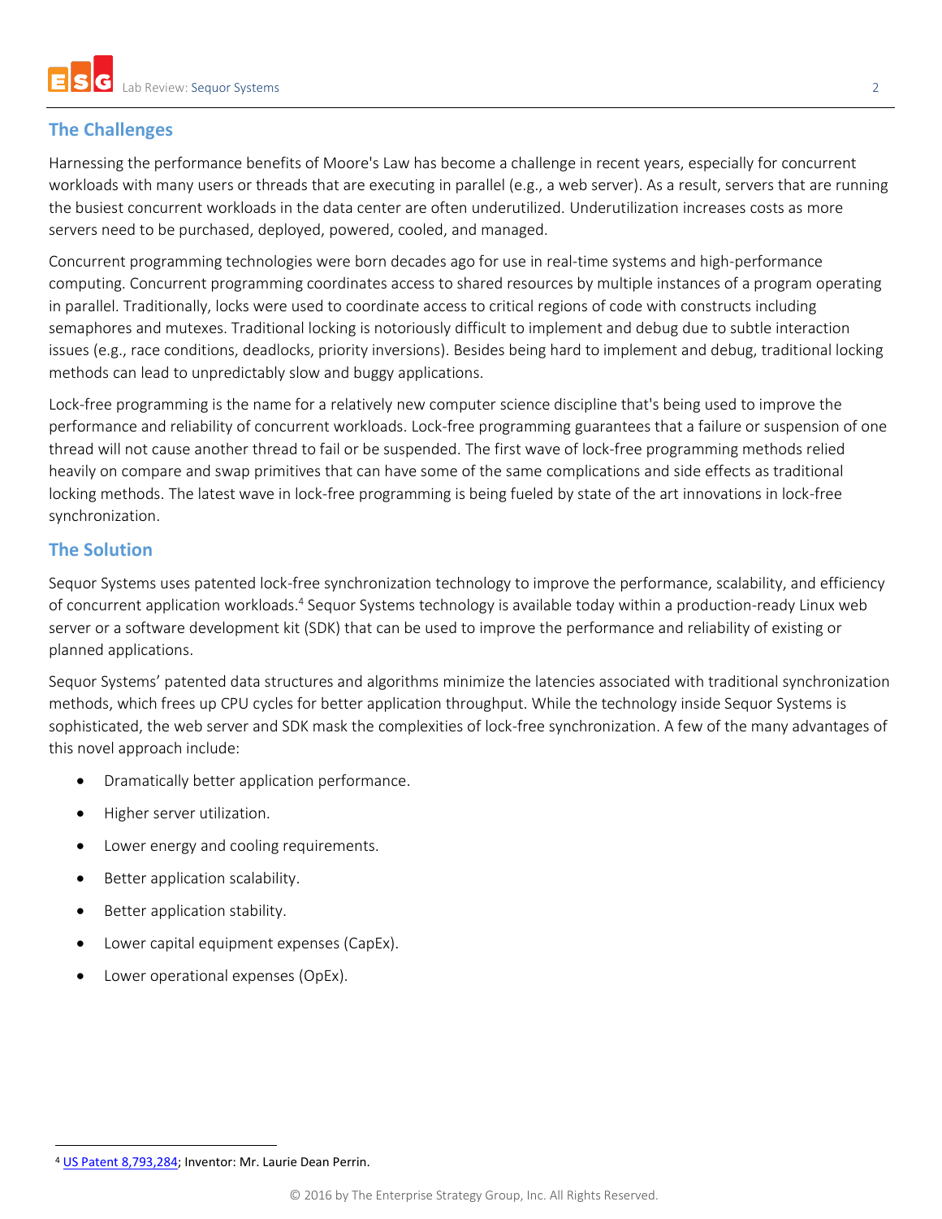## The Challenges

Harnessing the performance benefits of Moore's Law has become a challenge in recent years, especially for concurrent workloads with many users or threads that are executing in parallel (e.g., a web server). As a result, servers that are running the busiest concurrent workloads in the data center are often underutilized. Underutilization increases costs as more servers need to be purchased, deployed, powered, cooled, and managed.

Concurrent programming technologies were born decades ago for use in real-time systems and high-performance computing. Concurrent programming coordinates access to shared resources by multiple instances of a program operating in parallel. Traditionally, locks were used to coordinate access to critical regions of code with constructs including semaphores and mutexes. Traditional locking is notoriously difficult to implement and debug due to subtle interaction issues (e.g., race conditions, deadlocks, priority inversions). Besides being hard to implement and debug, traditional locking methods can lead to unpredictably slow and buggy applications.

Lock-free programming is the name for a relatively new computer science discipline that's being used to improve the performance and reliability of concurrent workloads. Lock-free programming guarantees that a failure or suspension of one thread will not cause another thread to fail or be suspended. The first wave of lock-free programming methods relied heavily on compare and swap primitives that can have some of the same complications and side effects as traditional locking methods. The latest wave in lock-free programming is being fueled by state of the art innovations in lock-free synchronization.

## The Solution

Sequor Systems uses patented lock-free synchronization technology to improve the performance, scalability, and efficiency of concurrent application workloads.[4] Sequor Systems technology is available today within a production-ready Linux web server or a software development kit (SDK) that can be used to improve the performance and reliability of existing or planned applications.

Sequor Systems' patented data structures and algorithms minimize the latencies associated with traditional synchronization methods, which frees up CPU cycles for better application throughput. While the technology inside Sequor Systems is sophisticated, the web server and SDK mask the complexities of lock-free synchronization. A few of the many advantages of this novel approach include:

- Dramatically better application performance.
- Higher server utilization.
- Lower energy and cooling requirements.
- Better application scalability.
- Better application stability.
- Lower capital equipment expenses (CapEx).
- Lower operational expenses (OpEx).

[4] US Patent 8,793,284; Inventor: Mr. Laurie Dean Perrin.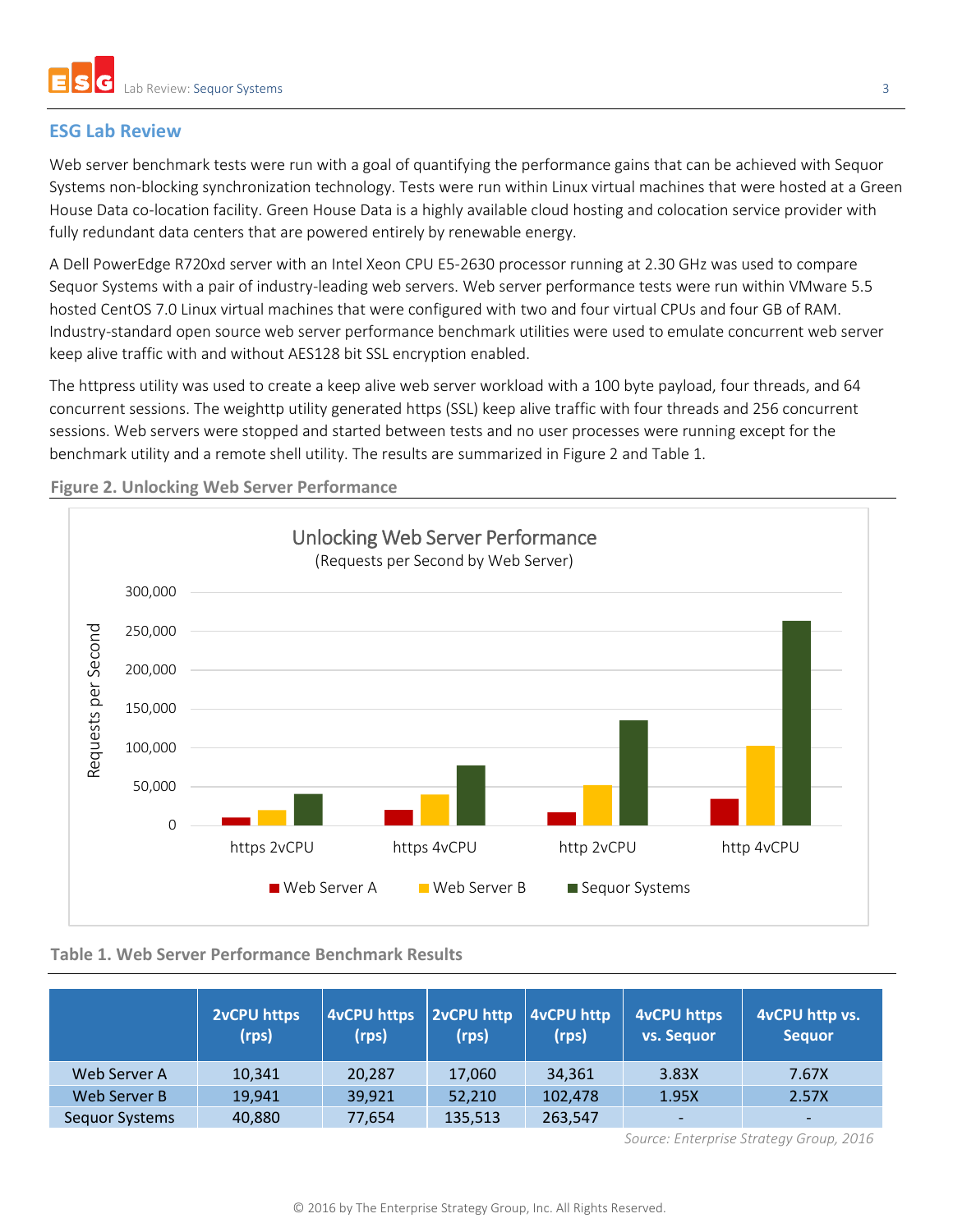## ESG Lab Review

Web server benchmark tests were run with a goal of quantifying the performance gains that can be achieved with Sequor Systems non-blocking synchronization technology. Tests were run within Linux virtual machines that were hosted at a Green House Data co-location facility. Green House Data is a highly available cloud hosting and colocation service provider with fully redundant data centers that are powered entirely by renewable energy.

A Dell PowerEdge R720xd server with an Intel Xeon CPU E5-2630 processor running at 2.30 GHz was used to compare Sequor Systems with a pair of industry-leading web servers. Web server performance tests were run within VMware 5.5 hosted CentOS 7.0 Linux virtual machines that were configured with two and four virtual CPUs and four GB of RAM. Industry-standard open source web server performance benchmark utilities were used to emulate concurrent web server keep alive traffic with and without AES128 bit SSL encryption enabled.

The httpress utility was used to create a keep alive web server workload with a 100 byte payload, four threads, and 64 concurrent sessions. The weighttp utility generated https (SSL) keep alive traffic with four threads and 256 concurrent sessions. Web servers were stopped and started between tests and no user processes were running except for the benchmark utility and a remote shell utility. The results are summarized in Figure 2 and Table 1.

**Figure 2. Unlocking Web Server Performance**

Unlocking Web Server Performance
(Requests per Second by Web Server)

| | Web Server A | Web Server B | Sequor Systems |
|---|---|---|---|
| https 2vCPU | 10,341 | 19,941 | 40,880 |
| https 4vCPU | 20,287 | 39,921 | 77,654 |
| http 2vCPU | 17,060 | 52,210 | 135,513 |
| http 4vCPU | 34,361 | 102,478 | 263,547 |

**Table 1. Web Server Performance Benchmark Results**

| | 2vCPU https (rps) | 4vCPU https (rps) | 2vCPU http (rps) | 4vCPU http (rps) | 4vCPU https vs. Sequor | 4vCPU http vs. Sequor |
|---|---|---|---|---|---|---|
| Web Server A | 10,341 | 20,287 | 17,060 | 34,361 | 3.83X | 7.67X |
| Web Server B | 19,941 | 39,921 | 52,210 | 102,478 | 1.95X | 2.57X |
| Sequor Systems | 40,880 | 77,654 | 135,513 | 263,547 | - | - |

*Source: Enterprise Strategy Group, 2016*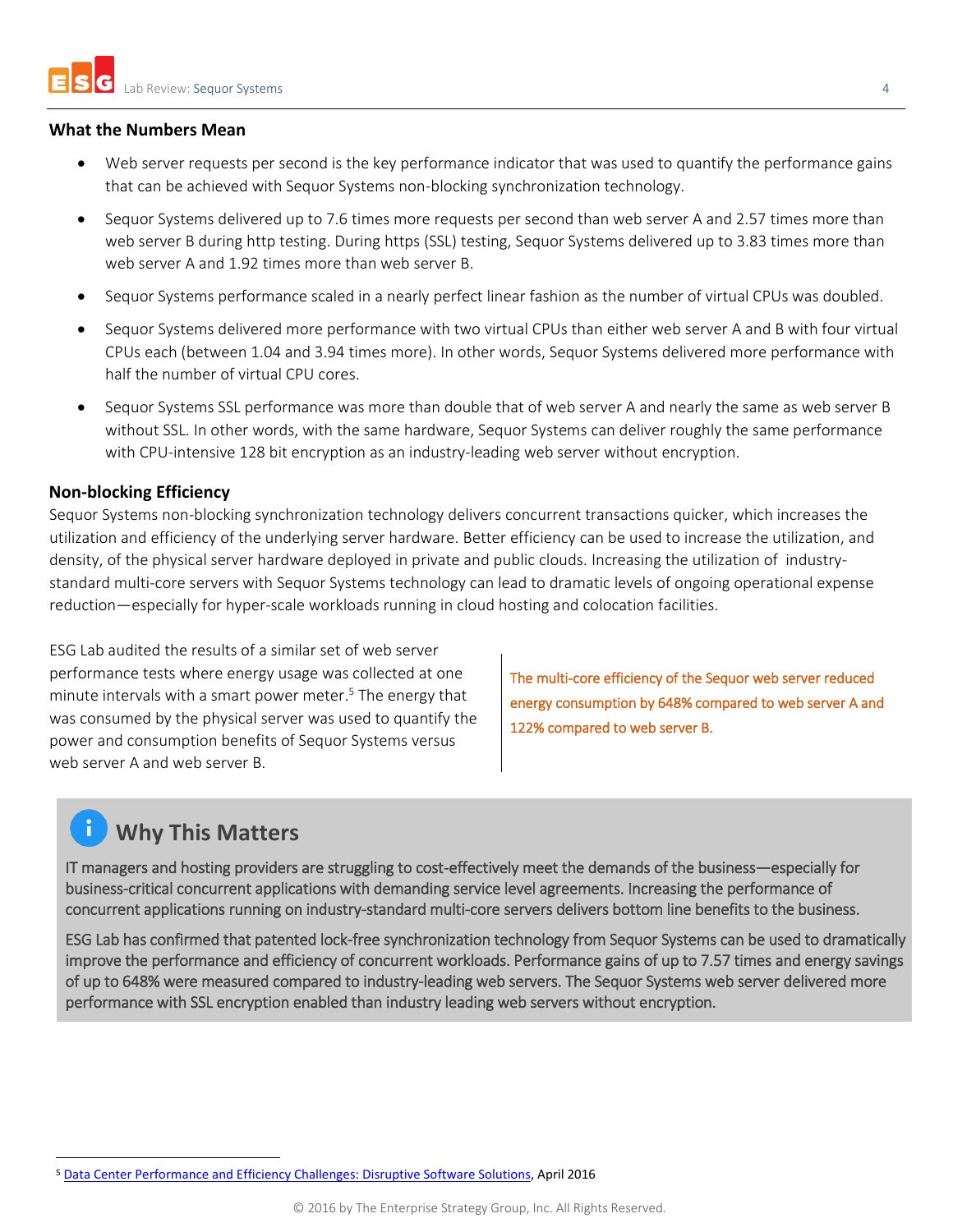### What the Numbers Mean

- Web server requests per second is the key performance indicator that was used to quantify the performance gains that can be achieved with Sequor Systems non-blocking synchronization technology.
- Sequor Systems delivered up to 7.6 times more requests per second than web server A and 2.57 times more than web server B during http testing. During https (SSL) testing, Sequor Systems delivered up to 3.83 times more than web server A and 1.92 times more than web server B.
- Sequor Systems performance scaled in a nearly perfect linear fashion as the number of virtual CPUs was doubled.
- Sequor Systems delivered more performance with two virtual CPUs than either web server A and B with four virtual CPUs each (between 1.04 and 3.94 times more). In other words, Sequor Systems delivered more performance with half the number of virtual CPU cores.
- Sequor Systems SSL performance was more than double that of web server A and nearly the same as web server B without SSL. In other words, with the same hardware, Sequor Systems can deliver roughly the same performance with CPU-intensive 128 bit encryption as an industry-leading web server without encryption.

### Non-blocking Efficiency

Sequor Systems non-blocking synchronization technology delivers concurrent transactions quicker, which increases the utilization and efficiency of the underlying server hardware. Better efficiency can be used to increase the utilization, and density, of the physical server hardware deployed in private and public clouds. Increasing the utilization of industry-standard multi-core servers with Sequor Systems technology can lead to dramatic levels of ongoing operational expense reduction—especially for hyper-scale workloads running in cloud hosting and colocation facilities.

ESG Lab audited the results of a similar set of web server performance tests where energy usage was collected at one minute intervals with a smart power meter.[5] The energy that was consumed by the physical server was used to quantify the power and consumption benefits of Sequor Systems versus web server A and web server B.

The multi-core efficiency of the Sequor web server reduced energy consumption by 648% compared to web server A and 122% compared to web server B.

## Why This Matters

IT managers and hosting providers are struggling to cost-effectively meet the demands of the business—especially for business-critical concurrent applications with demanding service level agreements. Increasing the performance of concurrent applications running on industry-standard multi-core servers delivers bottom line benefits to the business.

ESG Lab has confirmed that patented lock-free synchronization technology from Sequor Systems can be used to dramatically improve the performance and efficiency of concurrent workloads. Performance gains of up to 7.57 times and energy savings of up to 648% were measured compared to industry-leading web servers. The Sequor Systems web server delivered more performance with SSL encryption enabled than industry leading web servers without encryption.

---

[5] Data Center Performance and Efficiency Challenges: Disruptive Software Solutions, April 2016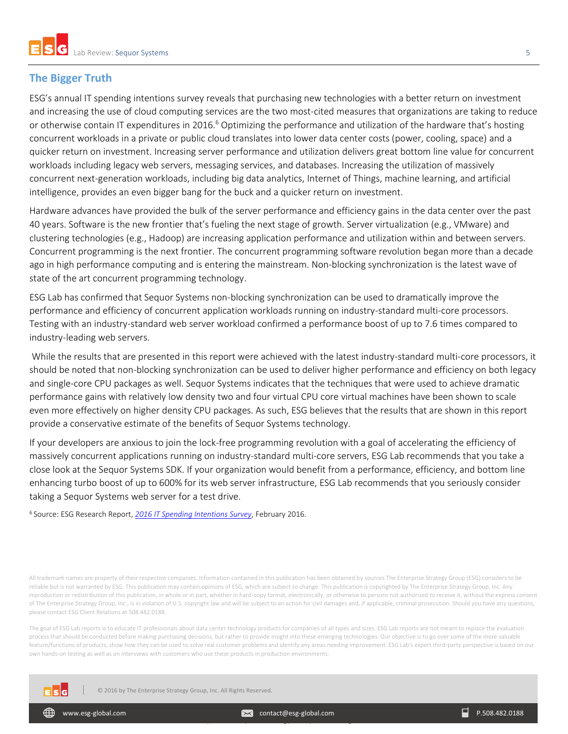## The Bigger Truth

ESG's annual IT spending intentions survey reveals that purchasing new technologies with a better return on investment and increasing the use of cloud computing services are the two most-cited measures that organizations are taking to reduce or otherwise contain IT expenditures in 2016.[6] Optimizing the performance and utilization of the hardware that's hosting concurrent workloads in a private or public cloud translates into lower data center costs (power, cooling, space) and a quicker return on investment. Increasing server performance and utilization delivers great bottom line value for concurrent workloads including legacy web servers, messaging services, and databases. Increasing the utilization of massively concurrent next-generation workloads, including big data analytics, Internet of Things, machine learning, and artificial intelligence, provides an even bigger bang for the buck and a quicker return on investment.

Hardware advances have provided the bulk of the server performance and efficiency gains in the data center over the past 40 years. Software is the new frontier that's fueling the next stage of growth. Server virtualization (e.g., VMware) and clustering technologies (e.g., Hadoop) are increasing application performance and utilization within and between servers. Concurrent programming is the next frontier. The concurrent programming software revolution began more than a decade ago in high performance computing and is entering the mainstream. Non-blocking synchronization is the latest wave of state of the art concurrent programming technology.

ESG Lab has confirmed that Sequor Systems non-blocking synchronization can be used to dramatically improve the performance and efficiency of concurrent application workloads running on industry-standard multi-core processors. Testing with an industry-standard web server workload confirmed a performance boost of up to 7.6 times compared to industry-leading web servers.

While the results that are presented in this report were achieved with the latest industry-standard multi-core processors, it should be noted that non-blocking synchronization can be used to deliver higher performance and efficiency on both legacy and single-core CPU packages as well. Sequor Systems indicates that the techniques that were used to achieve dramatic performance gains with relatively low density two and four virtual CPU core virtual machines have been shown to scale even more effectively on higher density CPU packages. As such, ESG believes that the results that are shown in this report provide a conservative estimate of the benefits of Sequor Systems technology.

If your developers are anxious to join the lock-free programming revolution with a goal of accelerating the efficiency of massively concurrent applications running on industry-standard multi-core servers, ESG Lab recommends that you take a close look at the Sequor Systems SDK. If your organization would benefit from a performance, efficiency, and bottom line enhancing turbo boost of up to 600% for its web server infrastructure, ESG Lab recommends that you seriously consider taking a Sequor Systems web server for a test drive.

[6] Source: ESG Research Report, *2016 IT Spending Intentions Survey*, February 2016.

All trademark names are property of their respective companies. Information contained in this publication has been obtained by sources The Enterprise Strategy Group (ESG) considers to be reliable but is not warranted by ESG. This publication may contain opinions of ESG, which are subject to change. This publication is copyrighted by The Enterprise Strategy Group, Inc. Any reproduction or redistribution of this publication, in whole or in part, whether in hard-copy format, electronically, or otherwise to persons not authorized to receive it, without the express consent of The Enterprise Strategy Group, Inc., is in violation of U.S. copyright law and will be subject to an action for civil damages and, if applicable, criminal prosecution. Should you have any questions, please contact ESG Client Relations at 508.482.0188.

The goal of ESG Lab reports is to educate IT professionals about data center technology products for companies of all types and sizes. ESG Lab reports are not meant to replace the evaluation process that should be conducted before making purchasing decisions, but rather to provide insight into these emerging technologies. Our objective is to go over some of the more valuable feature/functions of products, show how they can be used to solve real customer problems and identify any areas needing improvement. ESG Lab's expert third-party perspective is based on our own hands-on testing as well as on interviews with customers who use these products in production environments.

© 2016 by The Enterprise Strategy Group, Inc. All Rights Reserved.

www.esg-global.com contact@esg-global.com P.508.482.0188